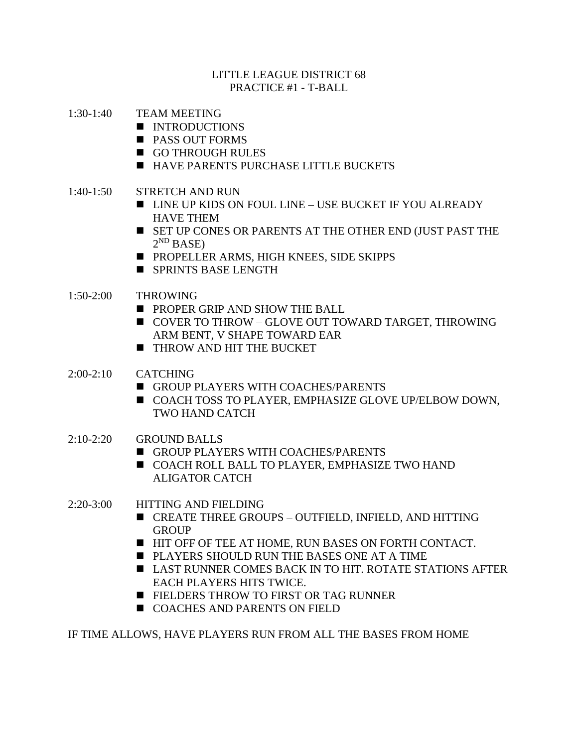# LITTLE LEAGUE DISTRICT 68
## PRACTICE #1 - T-BALL

1:30-1:40 TEAM MEETING

- INTRODUCTIONS
- PASS OUT FORMS
- GO THROUGH RULES
- HAVE PARENTS PURCHASE LITTLE BUCKETS

1:40-1:50 STRETCH AND RUN

- LINE UP KIDS ON FOUL LINE – USE BUCKET IF YOU ALREADY HAVE THEM
- SET UP CONES OR PARENTS AT THE OTHER END (JUST PAST THE 2ND BASE)
- PROPELLER ARMS, HIGH KNEES, SIDE SKIPPS
- SPRINTS BASE LENGTH

1:50-2:00 THROWING

- PROPER GRIP AND SHOW THE BALL
- COVER TO THROW – GLOVE OUT TOWARD TARGET, THROWING ARM BENT, V SHAPE TOWARD EAR
- THROW AND HIT THE BUCKET

2:00-2:10 CATCHING

- GROUP PLAYERS WITH COACHES/PARENTS
- COACH TOSS TO PLAYER, EMPHASIZE GLOVE UP/ELBOW DOWN, TWO HAND CATCH

2:10-2:20 GROUND BALLS

- GROUP PLAYERS WITH COACHES/PARENTS
- COACH ROLL BALL TO PLAYER, EMPHASIZE TWO HAND ALIGATOR CATCH

2:20-3:00 HITTING AND FIELDING

- CREATE THREE GROUPS – OUTFIELD, INFIELD, AND HITTING GROUP
- HIT OFF OF TEE AT HOME, RUN BASES ON FORTH CONTACT.
- PLAYERS SHOULD RUN THE BASES ONE AT A TIME
- LAST RUNNER COMES BACK IN TO HIT. ROTATE STATIONS AFTER EACH PLAYERS HITS TWICE.
- FIELDERS THROW TO FIRST OR TAG RUNNER
- COACHES AND PARENTS ON FIELD

IF TIME ALLOWS, HAVE PLAYERS RUN FROM ALL THE BASES FROM HOME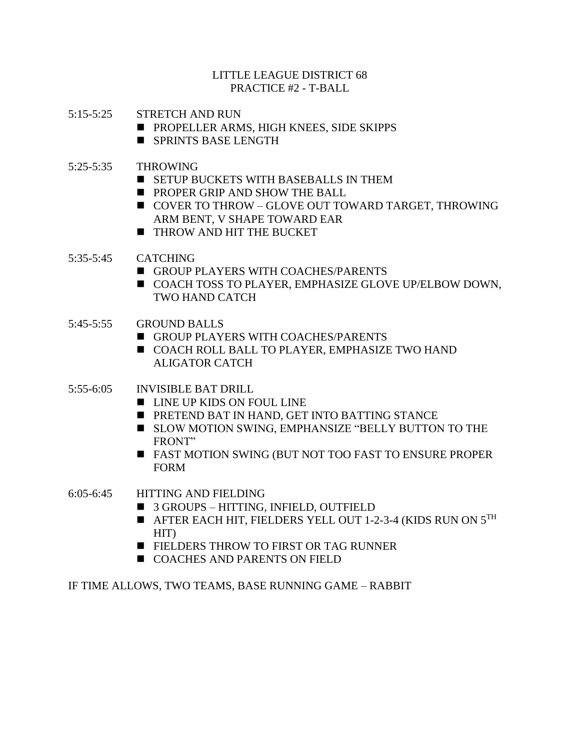# LITTLE LEAGUE DISTRICT 68
## PRACTICE #2 - T-BALL

5:15-5:25 STRETCH AND RUN

- PROPELLER ARMS, HIGH KNEES, SIDE SKIPPS
- SPRINTS BASE LENGTH

5:25-5:35 THROWING

- SETUP BUCKETS WITH BASEBALLS IN THEM
- PROPER GRIP AND SHOW THE BALL
- COVER TO THROW – GLOVE OUT TOWARD TARGET, THROWING ARM BENT, V SHAPE TOWARD EAR
- THROW AND HIT THE BUCKET

5:35-5:45 CATCHING

- GROUP PLAYERS WITH COACHES/PARENTS
- COACH TOSS TO PLAYER, EMPHASIZE GLOVE UP/ELBOW DOWN, TWO HAND CATCH

5:45-5:55 GROUND BALLS

- GROUP PLAYERS WITH COACHES/PARENTS
- COACH ROLL BALL TO PLAYER, EMPHASIZE TWO HAND ALIGATOR CATCH

5:55-6:05 INVISIBLE BAT DRILL

- LINE UP KIDS ON FOUL LINE
- PRETEND BAT IN HAND, GET INTO BATTING STANCE
- SLOW MOTION SWING, EMPHANSIZE "BELLY BUTTON TO THE FRONT"
- FAST MOTION SWING (BUT NOT TOO FAST TO ENSURE PROPER FORM

6:05-6:45 HITTING AND FIELDING

- 3 GROUPS – HITTING, INFIELD, OUTFIELD
- AFTER EACH HIT, FIELDERS YELL OUT 1-2-3-4 (KIDS RUN ON 5TH HIT)
- FIELDERS THROW TO FIRST OR TAG RUNNER
- COACHES AND PARENTS ON FIELD

IF TIME ALLOWS, TWO TEAMS, BASE RUNNING GAME – RABBIT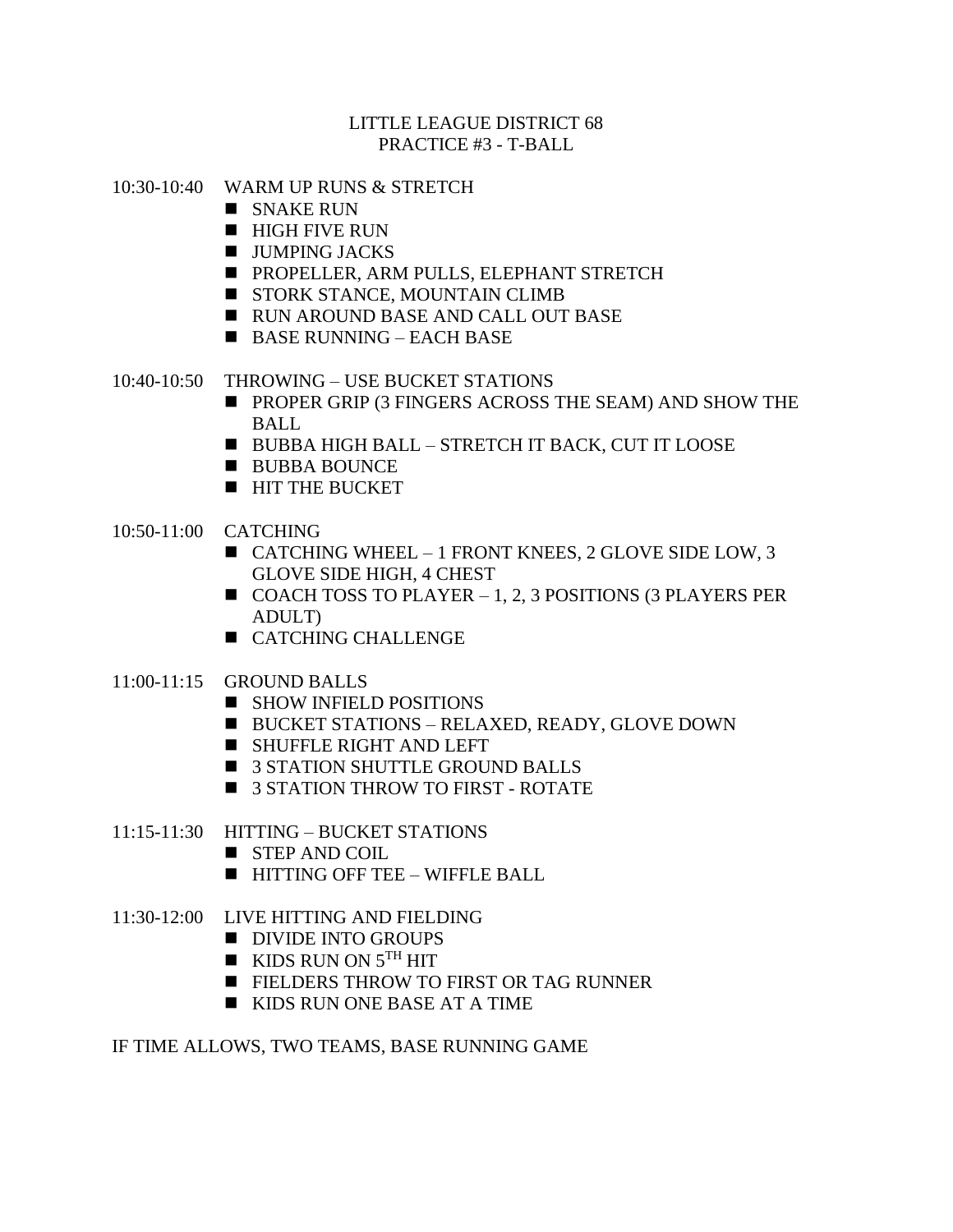# LITTLE LEAGUE DISTRICT 68
## PRACTICE #3 - T-BALL

10:30-10:40 WARM UP RUNS & STRETCH

- SNAKE RUN
- HIGH FIVE RUN
- JUMPING JACKS
- PROPELLER, ARM PULLS, ELEPHANT STRETCH
- STORK STANCE, MOUNTAIN CLIMB
- RUN AROUND BASE AND CALL OUT BASE
- BASE RUNNING – EACH BASE

10:40-10:50 THROWING – USE BUCKET STATIONS

- PROPER GRIP (3 FINGERS ACROSS THE SEAM) AND SHOW THE BALL
- BUBBA HIGH BALL – STRETCH IT BACK, CUT IT LOOSE
- BUBBA BOUNCE
- HIT THE BUCKET

10:50-11:00 CATCHING

- CATCHING WHEEL – 1 FRONT KNEES, 2 GLOVE SIDE LOW, 3 GLOVE SIDE HIGH, 4 CHEST
- COACH TOSS TO PLAYER – 1, 2, 3 POSITIONS (3 PLAYERS PER ADULT)
- CATCHING CHALLENGE

11:00-11:15 GROUND BALLS

- SHOW INFIELD POSITIONS
- BUCKET STATIONS – RELAXED, READY, GLOVE DOWN
- SHUFFLE RIGHT AND LEFT
- 3 STATION SHUTTLE GROUND BALLS
- 3 STATION THROW TO FIRST - ROTATE

11:15-11:30 HITTING – BUCKET STATIONS

- STEP AND COIL
- HITTING OFF TEE – WIFFLE BALL

11:30-12:00 LIVE HITTING AND FIELDING

- DIVIDE INTO GROUPS
- KIDS RUN ON 5TH HIT
- FIELDERS THROW TO FIRST OR TAG RUNNER
- KIDS RUN ONE BASE AT A TIME

IF TIME ALLOWS, TWO TEAMS, BASE RUNNING GAME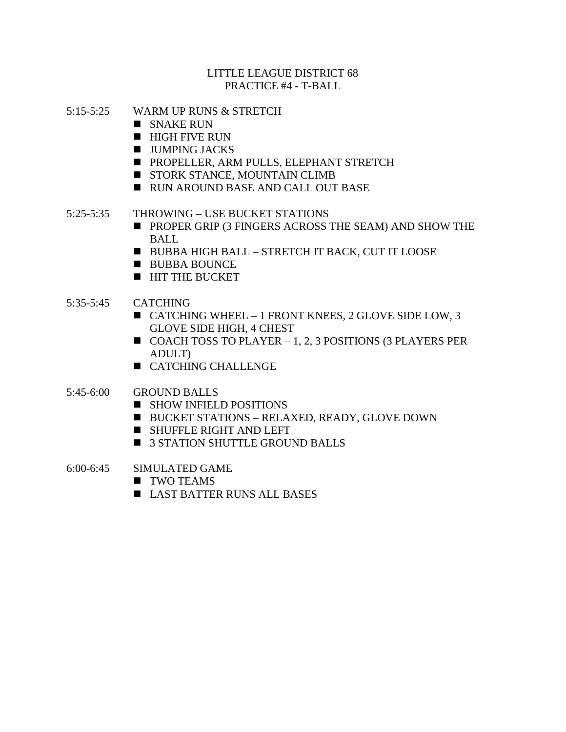# LITTLE LEAGUE DISTRICT 68
## PRACTICE #4 - T-BALL

5:15-5:25 WARM UP RUNS & STRETCH

- SNAKE RUN
- HIGH FIVE RUN
- JUMPING JACKS
- PROPELLER, ARM PULLS, ELEPHANT STRETCH
- STORK STANCE, MOUNTAIN CLIMB
- RUN AROUND BASE AND CALL OUT BASE

5:25-5:35 THROWING – USE BUCKET STATIONS

- PROPER GRIP (3 FINGERS ACROSS THE SEAM) AND SHOW THE BALL
- BUBBA HIGH BALL – STRETCH IT BACK, CUT IT LOOSE
- BUBBA BOUNCE
- HIT THE BUCKET

5:35-5:45 CATCHING

- CATCHING WHEEL – 1 FRONT KNEES, 2 GLOVE SIDE LOW, 3 GLOVE SIDE HIGH, 4 CHEST
- COACH TOSS TO PLAYER – 1, 2, 3 POSITIONS (3 PLAYERS PER ADULT)
- CATCHING CHALLENGE

5:45-6:00 GROUND BALLS

- SHOW INFIELD POSITIONS
- BUCKET STATIONS – RELAXED, READY, GLOVE DOWN
- SHUFFLE RIGHT AND LEFT
- 3 STATION SHUTTLE GROUND BALLS

6:00-6:45 SIMULATED GAME

- TWO TEAMS
- LAST BATTER RUNS ALL BASES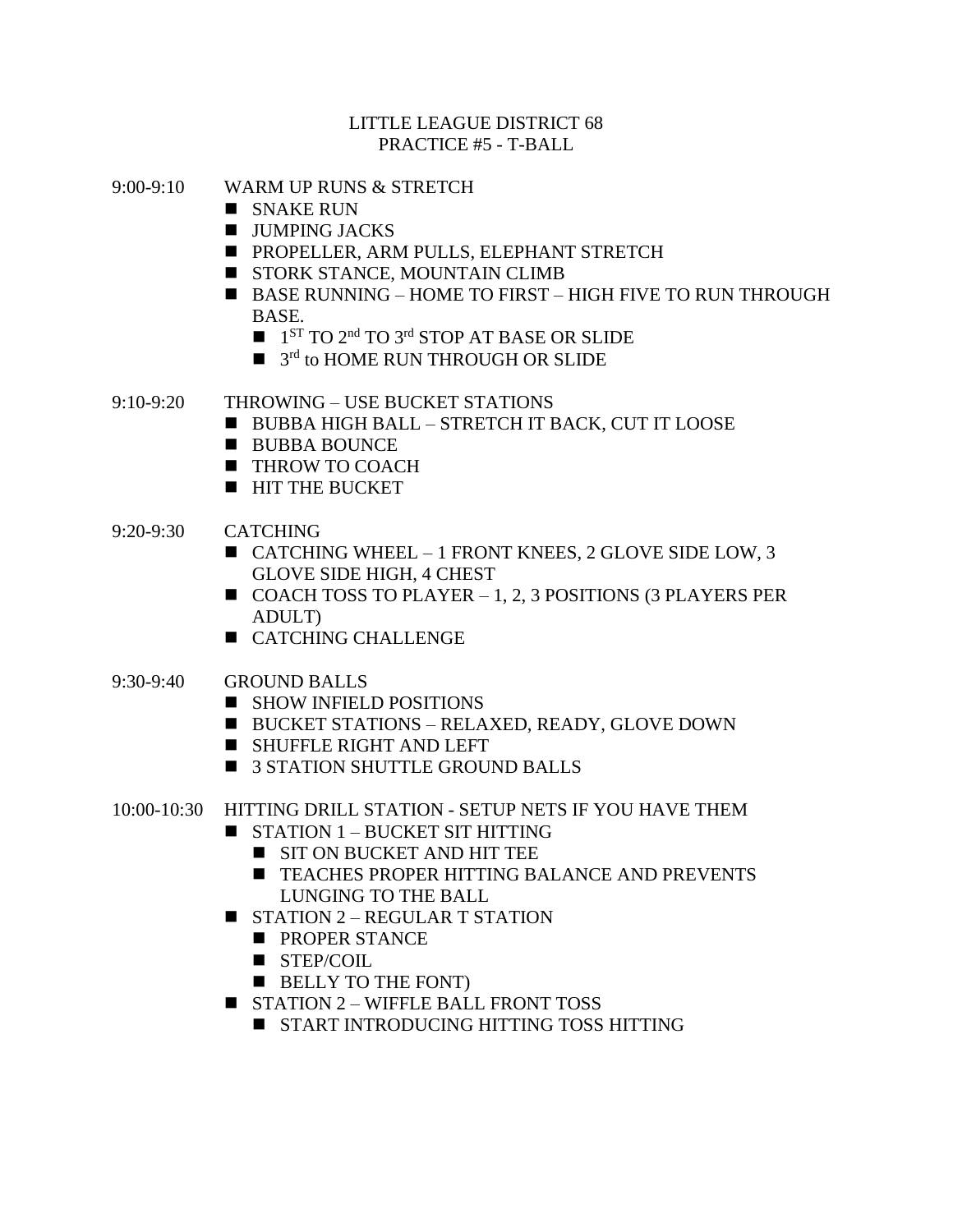LITTLE LEAGUE DISTRICT 68
PRACTICE #5 - T-BALL

9:00-9:10 WARM UP RUNS & STRETCH

- SNAKE RUN
- JUMPING JACKS
- PROPELLER, ARM PULLS, ELEPHANT STRETCH
- STORK STANCE, MOUNTAIN CLIMB
- BASE RUNNING – HOME TO FIRST – HIGH FIVE TO RUN THROUGH BASE.
  - 1ST TO 2nd TO 3rd STOP AT BASE OR SLIDE
  - 3rd to HOME RUN THROUGH OR SLIDE

9:10-9:20 THROWING – USE BUCKET STATIONS

- BUBBA HIGH BALL – STRETCH IT BACK, CUT IT LOOSE
- BUBBA BOUNCE
- THROW TO COACH
- HIT THE BUCKET

9:20-9:30 CATCHING

- CATCHING WHEEL – 1 FRONT KNEES, 2 GLOVE SIDE LOW, 3 GLOVE SIDE HIGH, 4 CHEST
- COACH TOSS TO PLAYER – 1, 2, 3 POSITIONS (3 PLAYERS PER ADULT)
- CATCHING CHALLENGE

9:30-9:40 GROUND BALLS

- SHOW INFIELD POSITIONS
- BUCKET STATIONS – RELAXED, READY, GLOVE DOWN
- SHUFFLE RIGHT AND LEFT
- 3 STATION SHUTTLE GROUND BALLS

10:00-10:30 HITTING DRILL STATION - SETUP NETS IF YOU HAVE THEM

- STATION 1 – BUCKET SIT HITTING
  - SIT ON BUCKET AND HIT TEE
  - TEACHES PROPER HITTING BALANCE AND PREVENTS LUNGING TO THE BALL
- STATION 2 – REGULAR T STATION
  - PROPER STANCE
  - STEP/COIL
  - BELLY TO THE FONT)
- STATION 2 – WIFFLE BALL FRONT TOSS
  - START INTRODUCING HITTING TOSS HITTING